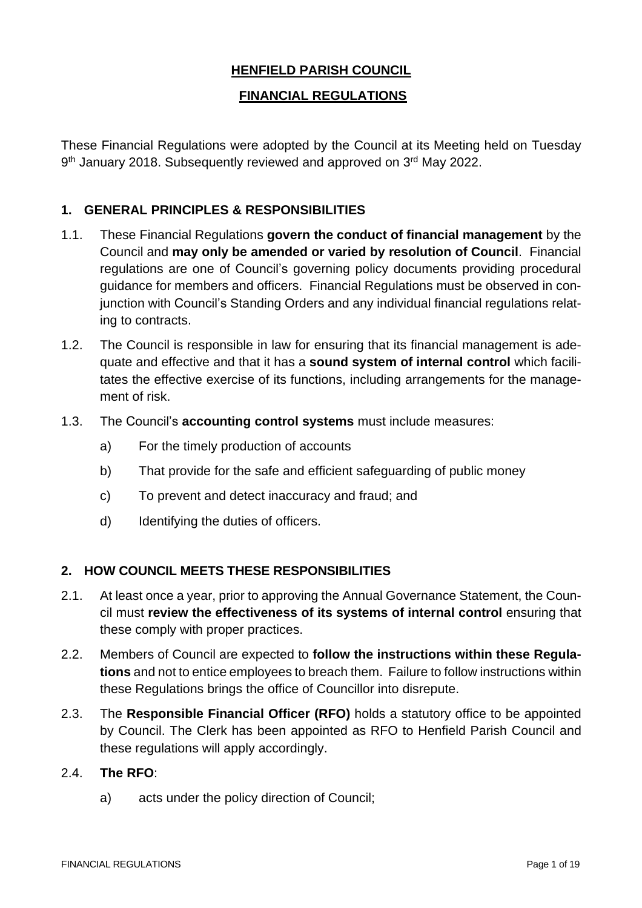# **HENFIELD PARISH COUNCIL**

## **FINANCIAL REGULATIONS**

These Financial Regulations were adopted by the Council at its Meeting held on Tuesday 9th January 2018. Subsequently reviewed and approved on 3rd May 2022.

### 1. GENERAL PRINCIPLES & RESPONSIBILITIES

1.1. These Financial Regulations **govern the conduct of financial management** by the Council and **may only be amended or varied by resolution of Council**. Financial regulations are one of Council's governing policy documents providing procedural guidance for members and officers. Financial Regulations must be observed in conjunction with Council's Standing Orders and any individual financial regulations relating to contracts.

1.2. The Council is responsible in law for ensuring that its financial management is adequate and effective and that it has a **sound system of internal control** which facilitates the effective exercise of its functions, including arrangements for the management of risk.

1.3. The Council's **accounting control systems** must include measures:

a) For the timely production of accounts

b) That provide for the safe and efficient safeguarding of public money

c) To prevent and detect inaccuracy and fraud; and

d) Identifying the duties of officers.

### 2. HOW COUNCIL MEETS THESE RESPONSIBILITIES

2.1. At least once a year, prior to approving the Annual Governance Statement, the Council must **review the effectiveness of its systems of internal control** ensuring that these comply with proper practices.

2.2. Members of Council are expected to **follow the instructions within these Regulations** and not to entice employees to breach them. Failure to follow instructions within these Regulations brings the office of Councillor into disrepute.

2.3. The **Responsible Financial Officer (RFO)** holds a statutory office to be appointed by Council. The Clerk has been appointed as RFO to Henfield Parish Council and these regulations will apply accordingly.

2.4. **The RFO**:

a) acts under the policy direction of Council;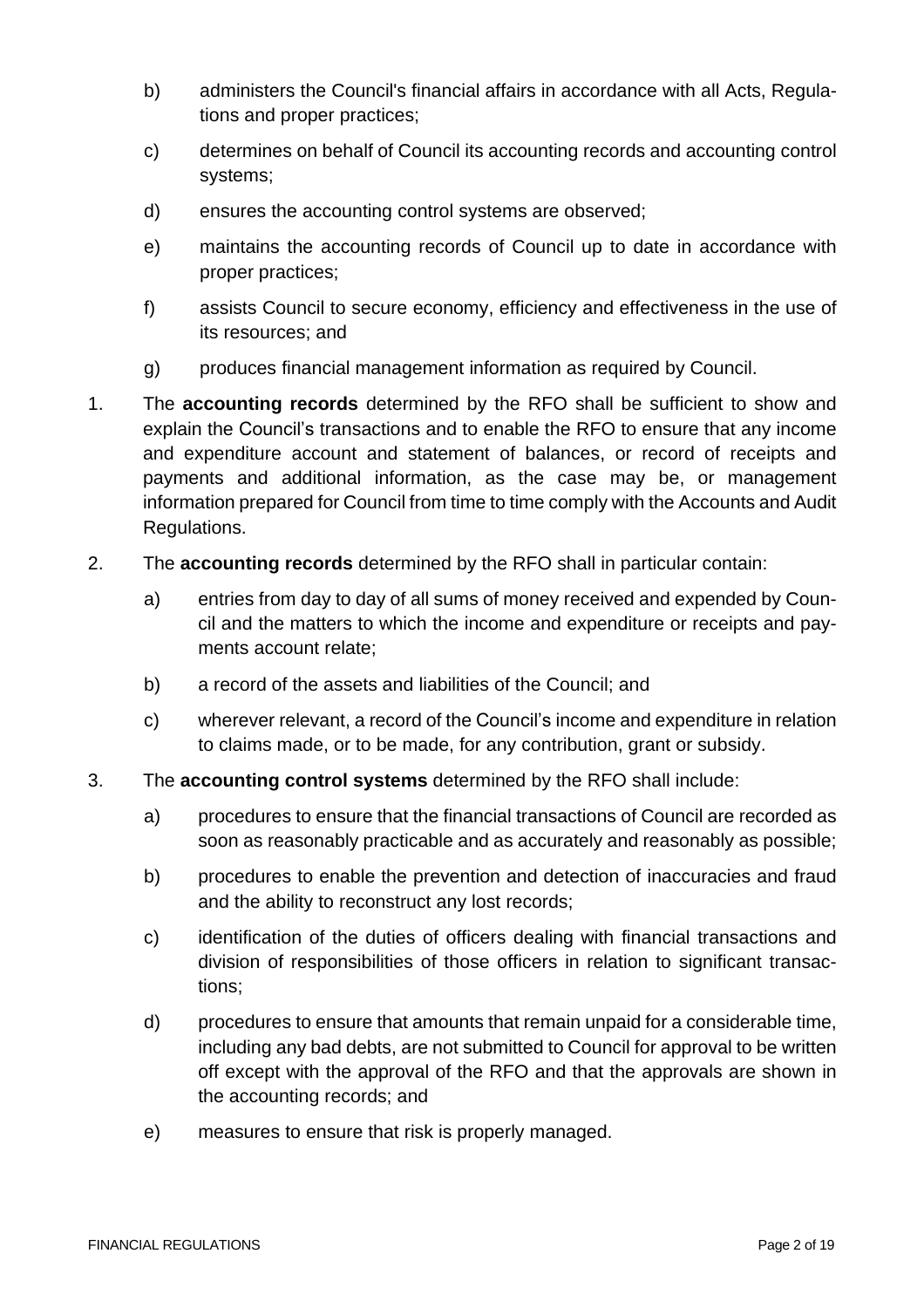b) administers the Council's financial affairs in accordance with all Acts, Regulations and proper practices;

c) determines on behalf of Council its accounting records and accounting control systems;

d) ensures the accounting control systems are observed;

e) maintains the accounting records of Council up to date in accordance with proper practices;

f) assists Council to secure economy, efficiency and effectiveness in the use of its resources; and

g) produces financial management information as required by Council.

1. The **accounting records** determined by the RFO shall be sufficient to show and explain the Council's transactions and to enable the RFO to ensure that any income and expenditure account and statement of balances, or record of receipts and payments and additional information, as the case may be, or management information prepared for Council from time to time comply with the Accounts and Audit Regulations.

2. The **accounting records** determined by the RFO shall in particular contain:

    a) entries from day to day of all sums of money received and expended by Council and the matters to which the income and expenditure or receipts and payments account relate;

    b) a record of the assets and liabilities of the Council; and

    c) wherever relevant, a record of the Council's income and expenditure in relation to claims made, or to be made, for any contribution, grant or subsidy.

3. The **accounting control systems** determined by the RFO shall include:

    a) procedures to ensure that the financial transactions of Council are recorded as soon as reasonably practicable and as accurately and reasonably as possible;

    b) procedures to enable the prevention and detection of inaccuracies and fraud and the ability to reconstruct any lost records;

    c) identification of the duties of officers dealing with financial transactions and division of responsibilities of those officers in relation to significant transactions;

    d) procedures to ensure that amounts that remain unpaid for a considerable time, including any bad debts, are not submitted to Council for approval to be written off except with the approval of the RFO and that the approvals are shown in the accounting records; and

    e) measures to ensure that risk is properly managed.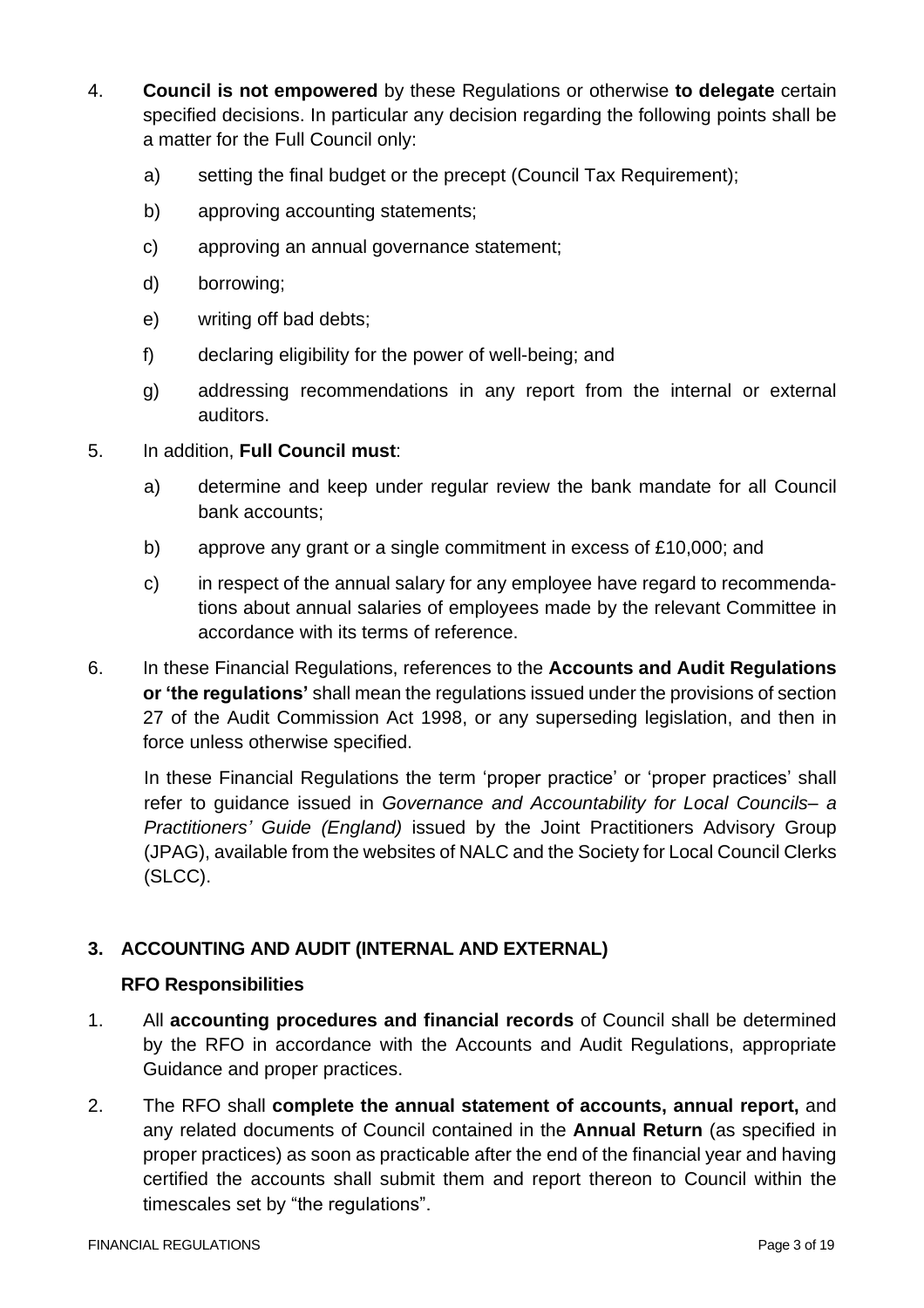4. **Council is not empowered** by these Regulations or otherwise **to delegate** certain specified decisions. In particular any decision regarding the following points shall be a matter for the Full Council only:

   a) setting the final budget or the precept (Council Tax Requirement);

   b) approving accounting statements;

   c) approving an annual governance statement;

   d) borrowing;

   e) writing off bad debts;

   f) declaring eligibility for the power of well-being; and

   g) addressing recommendations in any report from the internal or external auditors.

5. In addition, **Full Council must**:

   a) determine and keep under regular review the bank mandate for all Council bank accounts;

   b) approve any grant or a single commitment in excess of £10,000; and

   c) in respect of the annual salary for any employee have regard to recommendations about annual salaries of employees made by the relevant Committee in accordance with its terms of reference.

6. In these Financial Regulations, references to the **Accounts and Audit Regulations or 'the regulations'** shall mean the regulations issued under the provisions of section 27 of the Audit Commission Act 1998, or any superseding legislation, and then in force unless otherwise specified.

   In these Financial Regulations the term 'proper practice' or 'proper practices' shall refer to guidance issued in *Governance and Accountability for Local Councils– a Practitioners' Guide (England)* issued by the Joint Practitioners Advisory Group (JPAG), available from the websites of NALC and the Society for Local Council Clerks (SLCC).

## 3. ACCOUNTING AND AUDIT (INTERNAL AND EXTERNAL)

### RFO Responsibilities

1. All **accounting procedures and financial records** of Council shall be determined by the RFO in accordance with the Accounts and Audit Regulations, appropriate Guidance and proper practices.

2. The RFO shall **complete the annual statement of accounts, annual report,** and any related documents of Council contained in the **Annual Return** (as specified in proper practices) as soon as practicable after the end of the financial year and having certified the accounts shall submit them and report thereon to Council within the timescales set by "the regulations".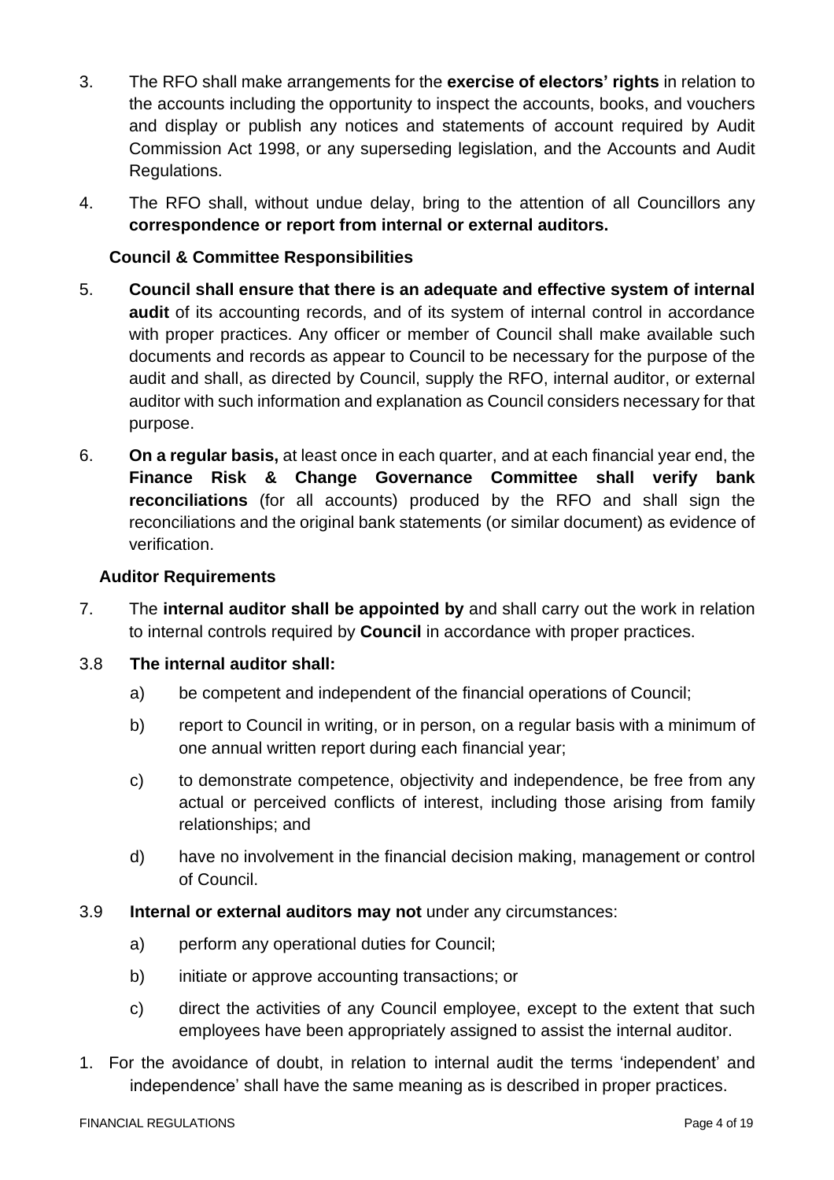3. The RFO shall make arrangements for the **exercise of electors' rights** in relation to the accounts including the opportunity to inspect the accounts, books, and vouchers and display or publish any notices and statements of account required by Audit Commission Act 1998, or any superseding legislation, and the Accounts and Audit Regulations.

4. The RFO shall, without undue delay, bring to the attention of all Councillors any **correspondence or report from internal or external auditors.**

**Council & Committee Responsibilities**

5. **Council shall ensure that there is an adequate and effective system of internal audit** of its accounting records, and of its system of internal control in accordance with proper practices. Any officer or member of Council shall make available such documents and records as appear to Council to be necessary for the purpose of the audit and shall, as directed by Council, supply the RFO, internal auditor, or external auditor with such information and explanation as Council considers necessary for that purpose.

6. **On a regular basis,** at least once in each quarter, and at each financial year end, the **Finance Risk & Change Governance Committee shall verify bank reconciliations** (for all accounts) produced by the RFO and shall sign the reconciliations and the original bank statements (or similar document) as evidence of verification.

**Auditor Requirements**

7. The **internal auditor shall be appointed by** and shall carry out the work in relation to internal controls required by **Council** in accordance with proper practices.

3.8 **The internal auditor shall:**

a) be competent and independent of the financial operations of Council;

b) report to Council in writing, or in person, on a regular basis with a minimum of one annual written report during each financial year;

c) to demonstrate competence, objectivity and independence, be free from any actual or perceived conflicts of interest, including those arising from family relationships; and

d) have no involvement in the financial decision making, management or control of Council.

3.9 **Internal or external auditors may not** under any circumstances:

a) perform any operational duties for Council;

b) initiate or approve accounting transactions; or

c) direct the activities of any Council employee, except to the extent that such employees have been appropriately assigned to assist the internal auditor.

1. For the avoidance of doubt, in relation to internal audit the terms 'independent' and independence' shall have the same meaning as is described in proper practices.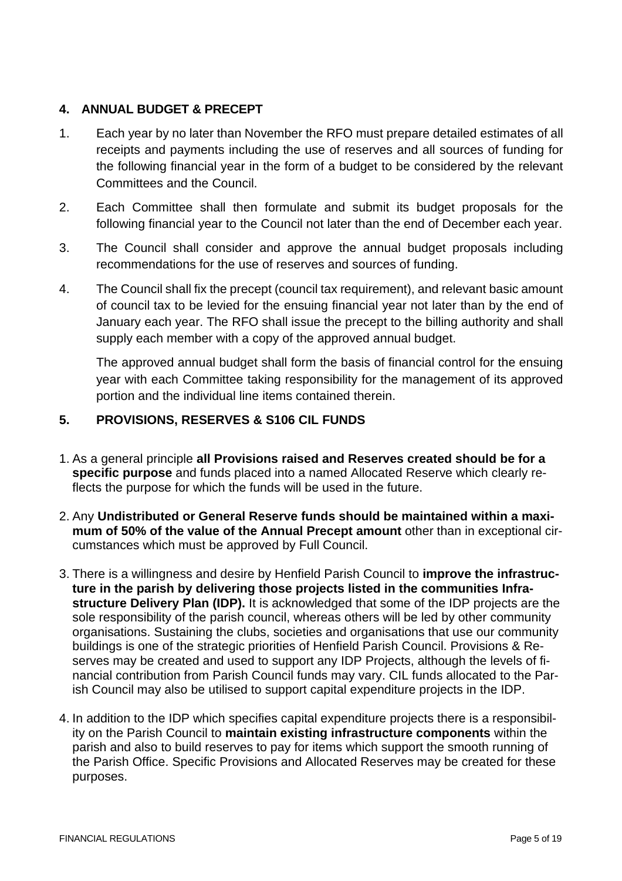## 4. ANNUAL BUDGET & PRECEPT

1. Each year by no later than November the RFO must prepare detailed estimates of all receipts and payments including the use of reserves and all sources of funding for the following financial year in the form of a budget to be considered by the relevant Committees and the Council.

2. Each Committee shall then formulate and submit its budget proposals for the following financial year to the Council not later than the end of December each year.

3. The Council shall consider and approve the annual budget proposals including recommendations for the use of reserves and sources of funding.

4. The Council shall fix the precept (council tax requirement), and relevant basic amount of council tax to be levied for the ensuing financial year not later than by the end of January each year. The RFO shall issue the precept to the billing authority and shall supply each member with a copy of the approved annual budget.

   The approved annual budget shall form the basis of financial control for the ensuing year with each Committee taking responsibility for the management of its approved portion and the individual line items contained therein.

## 5. PROVISIONS, RESERVES & S106 CIL FUNDS

1. As a general principle **all Provisions raised and Reserves created should be for a specific purpose** and funds placed into a named Allocated Reserve which clearly reflects the purpose for which the funds will be used in the future.

2. Any **Undistributed or General Reserve funds should be maintained within a maximum of 50% of the value of the Annual Precept amount** other than in exceptional circumstances which must be approved by Full Council.

3. There is a willingness and desire by Henfield Parish Council to **improve the infrastructure in the parish by delivering those projects listed in the communities Infrastructure Delivery Plan (IDP).** It is acknowledged that some of the IDP projects are the sole responsibility of the parish council, whereas others will be led by other community organisations. Sustaining the clubs, societies and organisations that use our community buildings is one of the strategic priorities of Henfield Parish Council. Provisions & Reserves may be created and used to support any IDP Projects, although the levels of financial contribution from Parish Council funds may vary. CIL funds allocated to the Parish Council may also be utilised to support capital expenditure projects in the IDP.

4. In addition to the IDP which specifies capital expenditure projects there is a responsibility on the Parish Council to **maintain existing infrastructure components** within the parish and also to build reserves to pay for items which support the smooth running of the Parish Office. Specific Provisions and Allocated Reserves may be created for these purposes.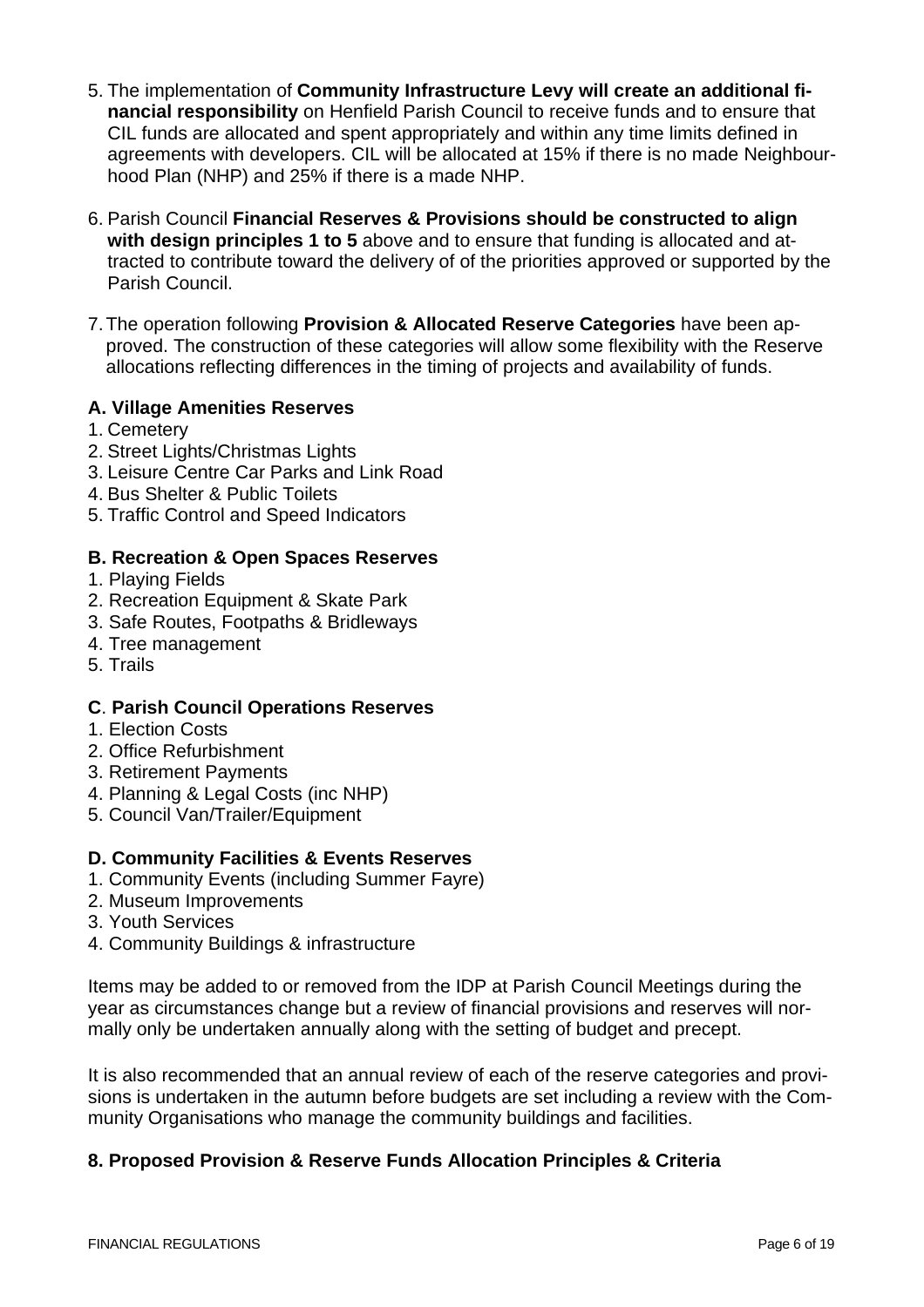5. The implementation of **Community Infrastructure Levy will create an additional financial responsibility** on Henfield Parish Council to receive funds and to ensure that CIL funds are allocated and spent appropriately and within any time limits defined in agreements with developers. CIL will be allocated at 15% if there is no made Neighbourhood Plan (NHP) and 25% if there is a made NHP.

6. Parish Council **Financial Reserves & Provisions should be constructed to align with design principles 1 to 5** above and to ensure that funding is allocated and attracted to contribute toward the delivery of of the priorities approved or supported by the Parish Council.

7. The operation following **Provision & Allocated Reserve Categories** have been approved. The construction of these categories will allow some flexibility with the Reserve allocations reflecting differences in the timing of projects and availability of funds.

**A. Village Amenities Reserves**

1. Cemetery
2. Street Lights/Christmas Lights
3. Leisure Centre Car Parks and Link Road
4. Bus Shelter & Public Toilets
5. Traffic Control and Speed Indicators

**B. Recreation & Open Spaces Reserves**

1. Playing Fields
2. Recreation Equipment & Skate Park
3. Safe Routes, Footpaths & Bridleways
4. Tree management
5. Trails

**C. Parish Council Operations Reserves**

1. Election Costs
2. Office Refurbishment
3. Retirement Payments
4. Planning & Legal Costs (inc NHP)
5. Council Van/Trailer/Equipment

**D. Community Facilities & Events Reserves**

1. Community Events (including Summer Fayre)
2. Museum Improvements
3. Youth Services
4. Community Buildings & infrastructure

Items may be added to or removed from the IDP at Parish Council Meetings during the year as circumstances change but a review of financial provisions and reserves will normally only be undertaken annually along with the setting of budget and precept.

It is also recommended that an annual review of each of the reserve categories and provisions is undertaken in the autumn before budgets are set including a review with the Community Organisations who manage the community buildings and facilities.

**8. Proposed Provision & Reserve Funds Allocation Principles & Criteria**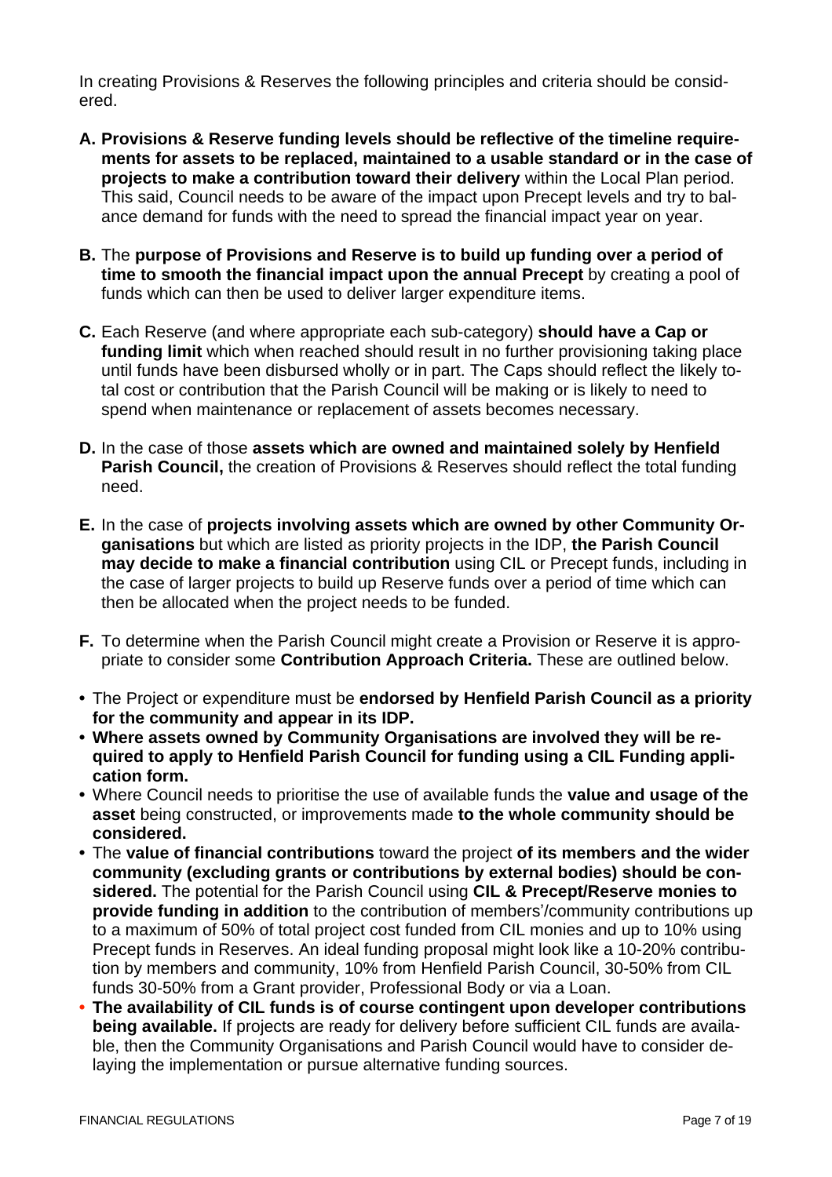In creating Provisions & Reserves the following principles and criteria should be considered.

**A.** **Provisions & Reserve funding levels should be reflective of the timeline requirements for assets to be replaced, maintained to a usable standard or in the case of projects to make a contribution toward their delivery** within the Local Plan period. This said, Council needs to be aware of the impact upon Precept levels and try to balance demand for funds with the need to spread the financial impact year on year.

**B.** The **purpose of Provisions and Reserve is to build up funding over a period of time to smooth the financial impact upon the annual Precept** by creating a pool of funds which can then be used to deliver larger expenditure items.

**C.** Each Reserve (and where appropriate each sub-category) **should have a Cap or funding limit** which when reached should result in no further provisioning taking place until funds have been disbursed wholly or in part. The Caps should reflect the likely total cost or contribution that the Parish Council will be making or is likely to need to spend when maintenance or replacement of assets becomes necessary.

**D.** In the case of those **assets which are owned and maintained solely by Henfield Parish Council,** the creation of Provisions & Reserves should reflect the total funding need.

**E.** In the case of **projects involving assets which are owned by other Community Organisations** but which are listed as priority projects in the IDP, **the Parish Council may decide to make a financial contribution** using CIL or Precept funds, including in the case of larger projects to build up Reserve funds over a period of time which can then be allocated when the project needs to be funded.

**F.** To determine when the Parish Council might create a Provision or Reserve it is appropriate to consider some **Contribution Approach Criteria.** These are outlined below.

- The Project or expenditure must be **endorsed by Henfield Parish Council as a priority for the community and appear in its IDP.**
- **Where assets owned by Community Organisations are involved they will be required to apply to Henfield Parish Council for funding using a CIL Funding application form.**
- Where Council needs to prioritise the use of available funds the **value and usage of the asset** being constructed, or improvements made **to the whole community should be considered.**
- The **value of financial contributions** toward the project **of its members and the wider community (excluding grants or contributions by external bodies) should be considered.** The potential for the Parish Council using **CIL & Precept/Reserve monies to provide funding in addition** to the contribution of members'/community contributions up to a maximum of 50% of total project cost funded from CIL monies and up to 10% using Precept funds in Reserves. An ideal funding proposal might look like a 10-20% contribution by members and community, 10% from Henfield Parish Council, 30-50% from CIL funds 30-50% from a Grant provider, Professional Body or via a Loan.
- **The availability of CIL funds is of course contingent upon developer contributions being available.** If projects are ready for delivery before sufficient CIL funds are available, then the Community Organisations and Parish Council would have to consider delaying the implementation or pursue alternative funding sources.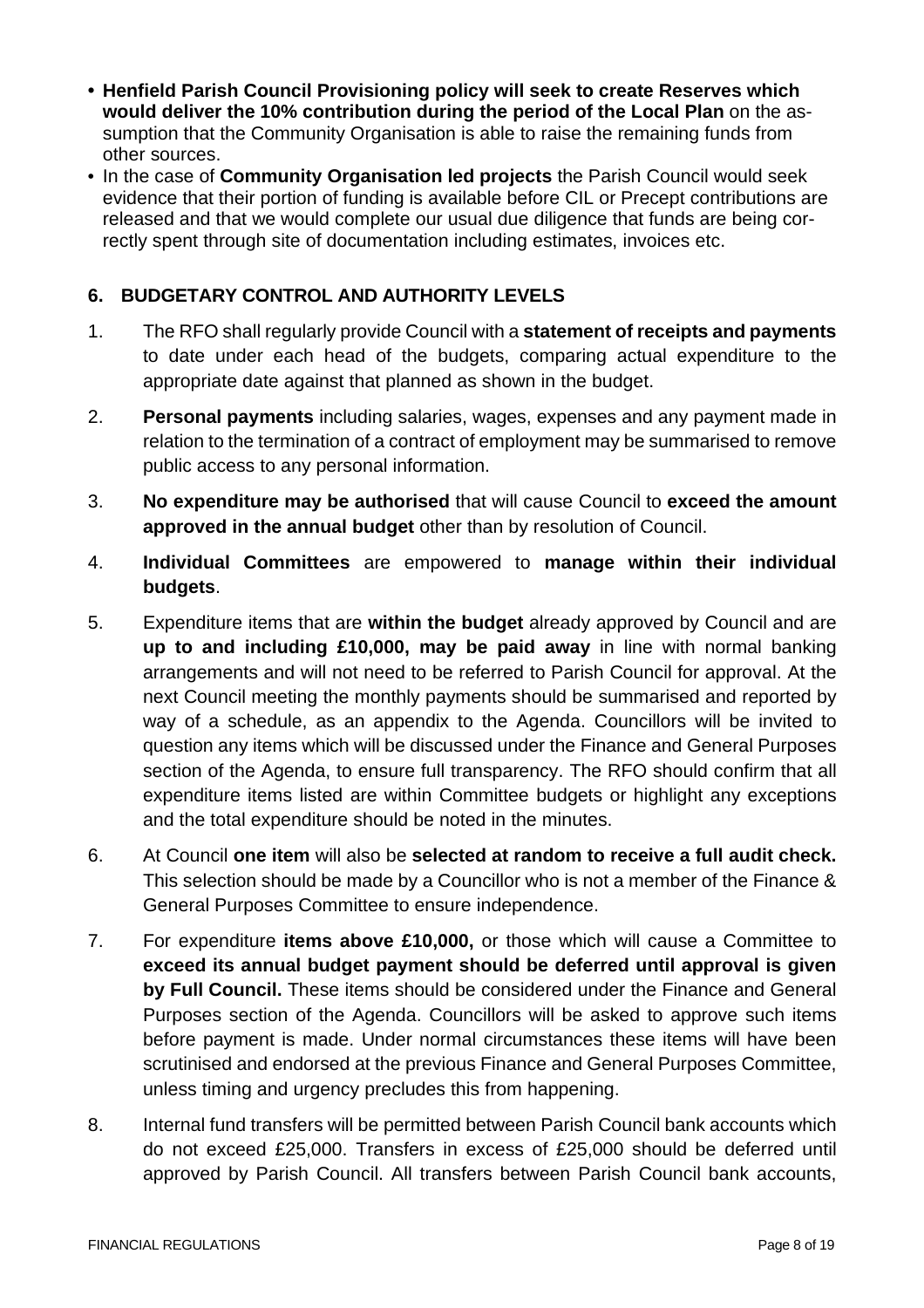- **Henfield Parish Council Provisioning policy will seek to create Reserves which would deliver the 10% contribution during the period of the Local Plan** on the assumption that the Community Organisation is able to raise the remaining funds from other sources.
- In the case of **Community Organisation led projects** the Parish Council would seek evidence that their portion of funding is available before CIL or Precept contributions are released and that we would complete our usual due diligence that funds are being correctly spent through site of documentation including estimates, invoices etc.

## 6. BUDGETARY CONTROL AND AUTHORITY LEVELS

1. The RFO shall regularly provide Council with a **statement of receipts and payments** to date under each head of the budgets, comparing actual expenditure to the appropriate date against that planned as shown in the budget.
2. **Personal payments** including salaries, wages, expenses and any payment made in relation to the termination of a contract of employment may be summarised to remove public access to any personal information.
3. **No expenditure may be authorised** that will cause Council to **exceed the amount approved in the annual budget** other than by resolution of Council.
4. **Individual Committees** are empowered to **manage within their individual budgets**.
5. Expenditure items that are **within the budget** already approved by Council and are **up to and including £10,000, may be paid away** in line with normal banking arrangements and will not need to be referred to Parish Council for approval. At the next Council meeting the monthly payments should be summarised and reported by way of a schedule, as an appendix to the Agenda. Councillors will be invited to question any items which will be discussed under the Finance and General Purposes section of the Agenda, to ensure full transparency. The RFO should confirm that all expenditure items listed are within Committee budgets or highlight any exceptions and the total expenditure should be noted in the minutes.
6. At Council **one item** will also be **selected at random to receive a full audit check.** This selection should be made by a Councillor who is not a member of the Finance & General Purposes Committee to ensure independence.
7. For expenditure **items above £10,000,** or those which will cause a Committee to **exceed its annual budget payment should be deferred until approval is given by Full Council.** These items should be considered under the Finance and General Purposes section of the Agenda. Councillors will be asked to approve such items before payment is made. Under normal circumstances these items will have been scrutinised and endorsed at the previous Finance and General Purposes Committee, unless timing and urgency precludes this from happening.
8. Internal fund transfers will be permitted between Parish Council bank accounts which do not exceed £25,000. Transfers in excess of £25,000 should be deferred until approved by Parish Council. All transfers between Parish Council bank accounts,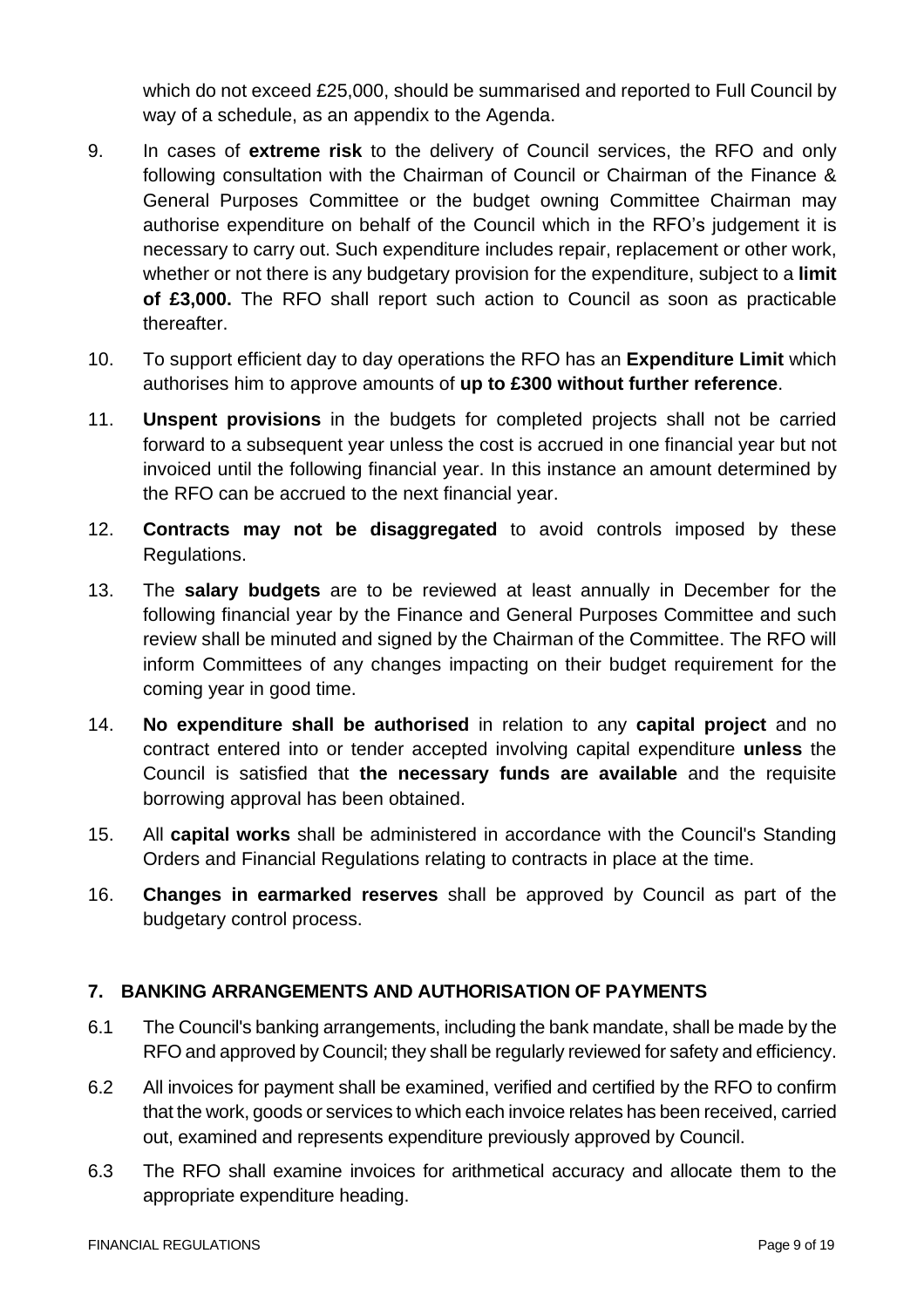which do not exceed £25,000, should be summarised and reported to Full Council by way of a schedule, as an appendix to the Agenda.

9. In cases of **extreme risk** to the delivery of Council services, the RFO and only following consultation with the Chairman of Council or Chairman of the Finance & General Purposes Committee or the budget owning Committee Chairman may authorise expenditure on behalf of the Council which in the RFO's judgement it is necessary to carry out. Such expenditure includes repair, replacement or other work, whether or not there is any budgetary provision for the expenditure, subject to a **limit of £3,000.** The RFO shall report such action to Council as soon as practicable thereafter.

10. To support efficient day to day operations the RFO has an **Expenditure Limit** which authorises him to approve amounts of **up to £300 without further reference**.

11. **Unspent provisions** in the budgets for completed projects shall not be carried forward to a subsequent year unless the cost is accrued in one financial year but not invoiced until the following financial year. In this instance an amount determined by the RFO can be accrued to the next financial year.

12. **Contracts may not be disaggregated** to avoid controls imposed by these Regulations.

13. The **salary budgets** are to be reviewed at least annually in December for the following financial year by the Finance and General Purposes Committee and such review shall be minuted and signed by the Chairman of the Committee. The RFO will inform Committees of any changes impacting on their budget requirement for the coming year in good time.

14. **No expenditure shall be authorised** in relation to any **capital project** and no contract entered into or tender accepted involving capital expenditure **unless** the Council is satisfied that **the necessary funds are available** and the requisite borrowing approval has been obtained.

15. All **capital works** shall be administered in accordance with the Council's Standing Orders and Financial Regulations relating to contracts in place at the time.

16. **Changes in earmarked reserves** shall be approved by Council as part of the budgetary control process.

## 7. BANKING ARRANGEMENTS AND AUTHORISATION OF PAYMENTS

6.1 The Council's banking arrangements, including the bank mandate, shall be made by the RFO and approved by Council; they shall be regularly reviewed for safety and efficiency.

6.2 All invoices for payment shall be examined, verified and certified by the RFO to confirm that the work, goods or services to which each invoice relates has been received, carried out, examined and represents expenditure previously approved by Council.

6.3 The RFO shall examine invoices for arithmetical accuracy and allocate them to the appropriate expenditure heading.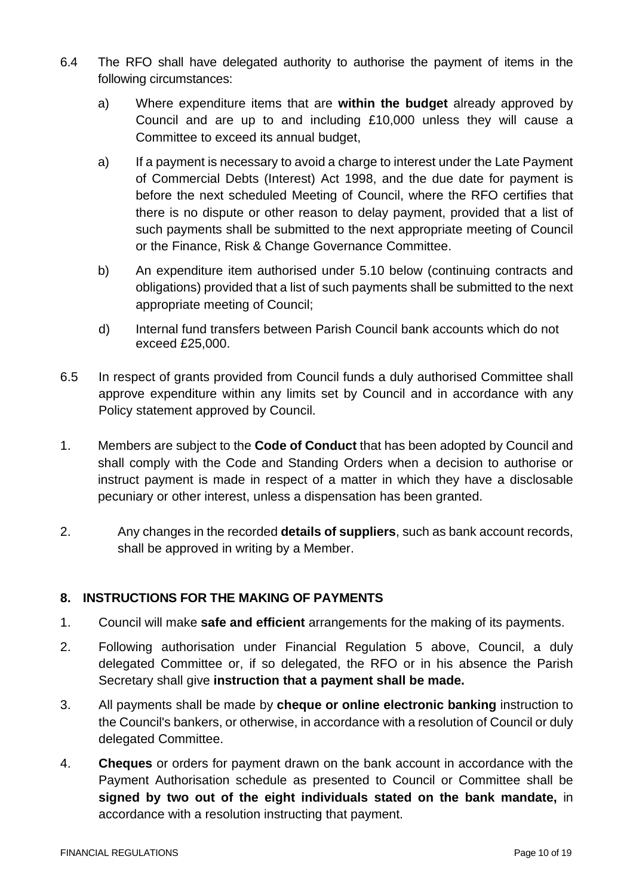6.4 The RFO shall have delegated authority to authorise the payment of items in the following circumstances:

a) Where expenditure items that are **within the budget** already approved by Council and are up to and including £10,000 unless they will cause a Committee to exceed its annual budget,

a) If a payment is necessary to avoid a charge to interest under the Late Payment of Commercial Debts (Interest) Act 1998, and the due date for payment is before the next scheduled Meeting of Council, where the RFO certifies that there is no dispute or other reason to delay payment, provided that a list of such payments shall be submitted to the next appropriate meeting of Council or the Finance, Risk & Change Governance Committee.

b) An expenditure item authorised under 5.10 below (continuing contracts and obligations) provided that a list of such payments shall be submitted to the next appropriate meeting of Council;

d) Internal fund transfers between Parish Council bank accounts which do not exceed £25,000.

6.5 In respect of grants provided from Council funds a duly authorised Committee shall approve expenditure within any limits set by Council and in accordance with any Policy statement approved by Council.

1. Members are subject to the **Code of Conduct** that has been adopted by Council and shall comply with the Code and Standing Orders when a decision to authorise or instruct payment is made in respect of a matter in which they have a disclosable pecuniary or other interest, unless a dispensation has been granted.

2. Any changes in the recorded **details of suppliers**, such as bank account records, shall be approved in writing by a Member.

## 8. INSTRUCTIONS FOR THE MAKING OF PAYMENTS

1. Council will make **safe and efficient** arrangements for the making of its payments.

2. Following authorisation under Financial Regulation 5 above, Council, a duly delegated Committee or, if so delegated, the RFO or in his absence the Parish Secretary shall give **instruction that a payment shall be made.**

3. All payments shall be made by **cheque or online electronic banking** instruction to the Council's bankers, or otherwise, in accordance with a resolution of Council or duly delegated Committee.

4. **Cheques** or orders for payment drawn on the bank account in accordance with the Payment Authorisation schedule as presented to Council or Committee shall be **signed by two out of the eight individuals stated on the bank mandate,** in accordance with a resolution instructing that payment.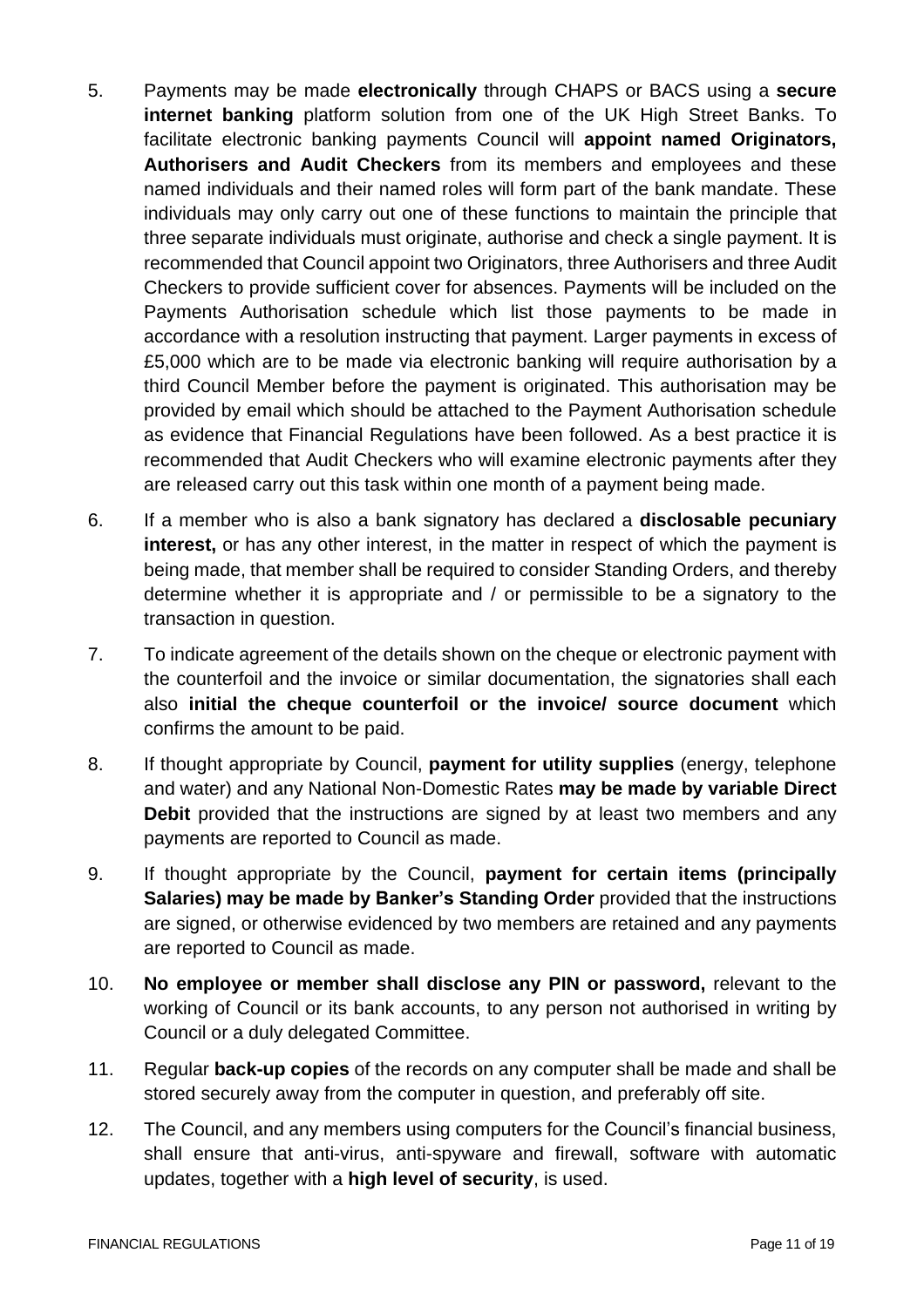5. Payments may be made **electronically** through CHAPS or BACS using a **secure internet banking** platform solution from one of the UK High Street Banks. To facilitate electronic banking payments Council will **appoint named Originators, Authorisers and Audit Checkers** from its members and employees and these named individuals and their named roles will form part of the bank mandate. These individuals may only carry out one of these functions to maintain the principle that three separate individuals must originate, authorise and check a single payment. It is recommended that Council appoint two Originators, three Authorisers and three Audit Checkers to provide sufficient cover for absences. Payments will be included on the Payments Authorisation schedule which list those payments to be made in accordance with a resolution instructing that payment. Larger payments in excess of £5,000 which are to be made via electronic banking will require authorisation by a third Council Member before the payment is originated. This authorisation may be provided by email which should be attached to the Payment Authorisation schedule as evidence that Financial Regulations have been followed. As a best practice it is recommended that Audit Checkers who will examine electronic payments after they are released carry out this task within one month of a payment being made.

6. If a member who is also a bank signatory has declared a **disclosable pecuniary interest,** or has any other interest, in the matter in respect of which the payment is being made, that member shall be required to consider Standing Orders, and thereby determine whether it is appropriate and / or permissible to be a signatory to the transaction in question.

7. To indicate agreement of the details shown on the cheque or electronic payment with the counterfoil and the invoice or similar documentation, the signatories shall each also **initial the cheque counterfoil or the invoice/ source document** which confirms the amount to be paid.

8. If thought appropriate by Council, **payment for utility supplies** (energy, telephone and water) and any National Non-Domestic Rates **may be made by variable Direct Debit** provided that the instructions are signed by at least two members and any payments are reported to Council as made.

9. If thought appropriate by the Council, **payment for certain items (principally Salaries) may be made by Banker's Standing Order** provided that the instructions are signed, or otherwise evidenced by two members are retained and any payments are reported to Council as made.

10. **No employee or member shall disclose any PIN or password,** relevant to the working of Council or its bank accounts, to any person not authorised in writing by Council or a duly delegated Committee.

11. Regular **back-up copies** of the records on any computer shall be made and shall be stored securely away from the computer in question, and preferably off site.

12. The Council, and any members using computers for the Council's financial business, shall ensure that anti-virus, anti-spyware and firewall, software with automatic updates, together with a **high level of security**, is used.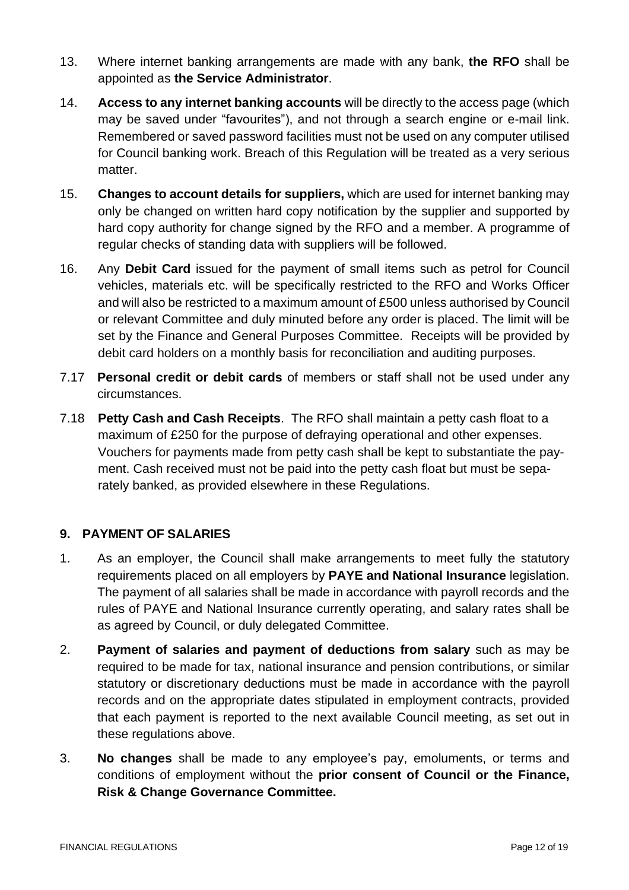13. Where internet banking arrangements are made with any bank, **the RFO** shall be appointed as **the Service Administrator**.

14. **Access to any internet banking accounts** will be directly to the access page (which may be saved under "favourites"), and not through a search engine or e-mail link. Remembered or saved password facilities must not be used on any computer utilised for Council banking work. Breach of this Regulation will be treated as a very serious matter.

15. **Changes to account details for suppliers,** which are used for internet banking may only be changed on written hard copy notification by the supplier and supported by hard copy authority for change signed by the RFO and a member. A programme of regular checks of standing data with suppliers will be followed.

16. Any **Debit Card** issued for the payment of small items such as petrol for Council vehicles, materials etc. will be specifically restricted to the RFO and Works Officer and will also be restricted to a maximum amount of £500 unless authorised by Council or relevant Committee and duly minuted before any order is placed. The limit will be set by the Finance and General Purposes Committee. Receipts will be provided by debit card holders on a monthly basis for reconciliation and auditing purposes.

7.17 **Personal credit or debit cards** of members or staff shall not be used under any circumstances.

7.18 **Petty Cash and Cash Receipts**. The RFO shall maintain a petty cash float to a maximum of £250 for the purpose of defraying operational and other expenses. Vouchers for payments made from petty cash shall be kept to substantiate the payment. Cash received must not be paid into the petty cash float but must be separately banked, as provided elsewhere in these Regulations.

## 9. PAYMENT OF SALARIES

1. As an employer, the Council shall make arrangements to meet fully the statutory requirements placed on all employers by **PAYE and National Insurance** legislation. The payment of all salaries shall be made in accordance with payroll records and the rules of PAYE and National Insurance currently operating, and salary rates shall be as agreed by Council, or duly delegated Committee.

2. **Payment of salaries and payment of deductions from salary** such as may be required to be made for tax, national insurance and pension contributions, or similar statutory or discretionary deductions must be made in accordance with the payroll records and on the appropriate dates stipulated in employment contracts, provided that each payment is reported to the next available Council meeting, as set out in these regulations above.

3. **No changes** shall be made to any employee's pay, emoluments, or terms and conditions of employment without the **prior consent of Council or the Finance, Risk & Change Governance Committee.**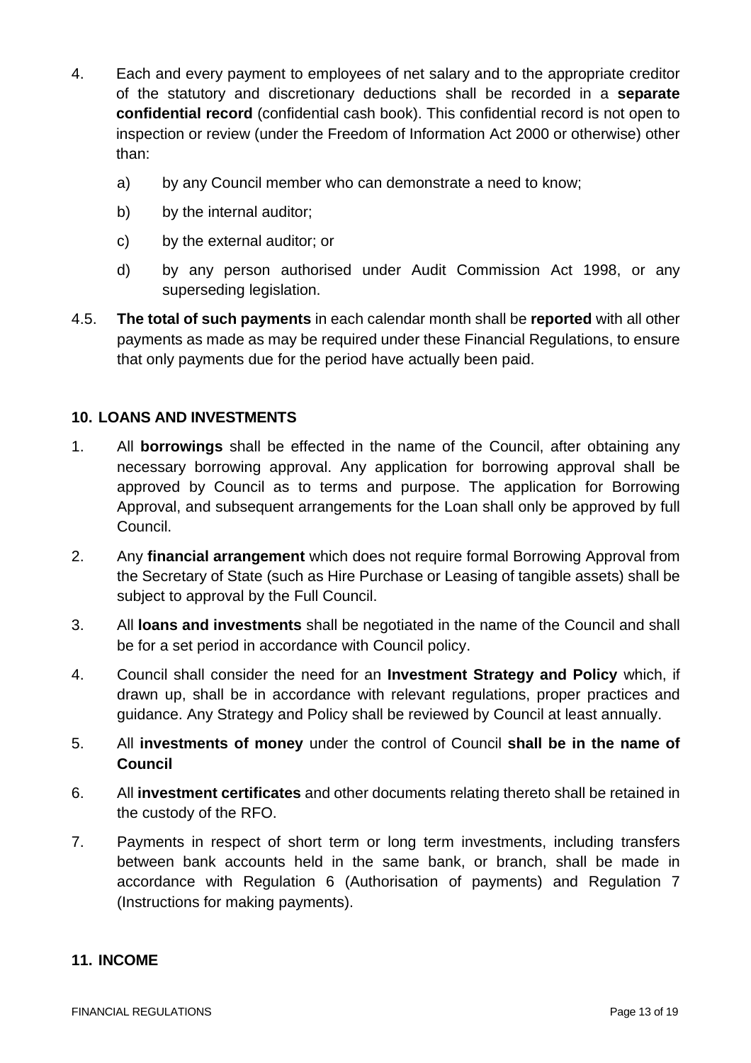4. Each and every payment to employees of net salary and to the appropriate creditor of the statutory and discretionary deductions shall be recorded in a **separate confidential record** (confidential cash book). This confidential record is not open to inspection or review (under the Freedom of Information Act 2000 or otherwise) other than:

   a) by any Council member who can demonstrate a need to know;

   b) by the internal auditor;

   c) by the external auditor; or

   d) by any person authorised under Audit Commission Act 1998, or any superseding legislation.

4.5. **The total of such payments** in each calendar month shall be **reported** with all other payments as made as may be required under these Financial Regulations, to ensure that only payments due for the period have actually been paid.

## 10. LOANS AND INVESTMENTS

1. All **borrowings** shall be effected in the name of the Council, after obtaining any necessary borrowing approval. Any application for borrowing approval shall be approved by Council as to terms and purpose. The application for Borrowing Approval, and subsequent arrangements for the Loan shall only be approved by full Council.

2. Any **financial arrangement** which does not require formal Borrowing Approval from the Secretary of State (such as Hire Purchase or Leasing of tangible assets) shall be subject to approval by the Full Council.

3. All **loans and investments** shall be negotiated in the name of the Council and shall be for a set period in accordance with Council policy.

4. Council shall consider the need for an **Investment Strategy and Policy** which, if drawn up, shall be in accordance with relevant regulations, proper practices and guidance. Any Strategy and Policy shall be reviewed by Council at least annually.

5. All **investments of money** under the control of Council **shall be in the name of Council**

6. All **investment certificates** and other documents relating thereto shall be retained in the custody of the RFO.

7. Payments in respect of short term or long term investments, including transfers between bank accounts held in the same bank, or branch, shall be made in accordance with Regulation 6 (Authorisation of payments) and Regulation 7 (Instructions for making payments).

## 11. INCOME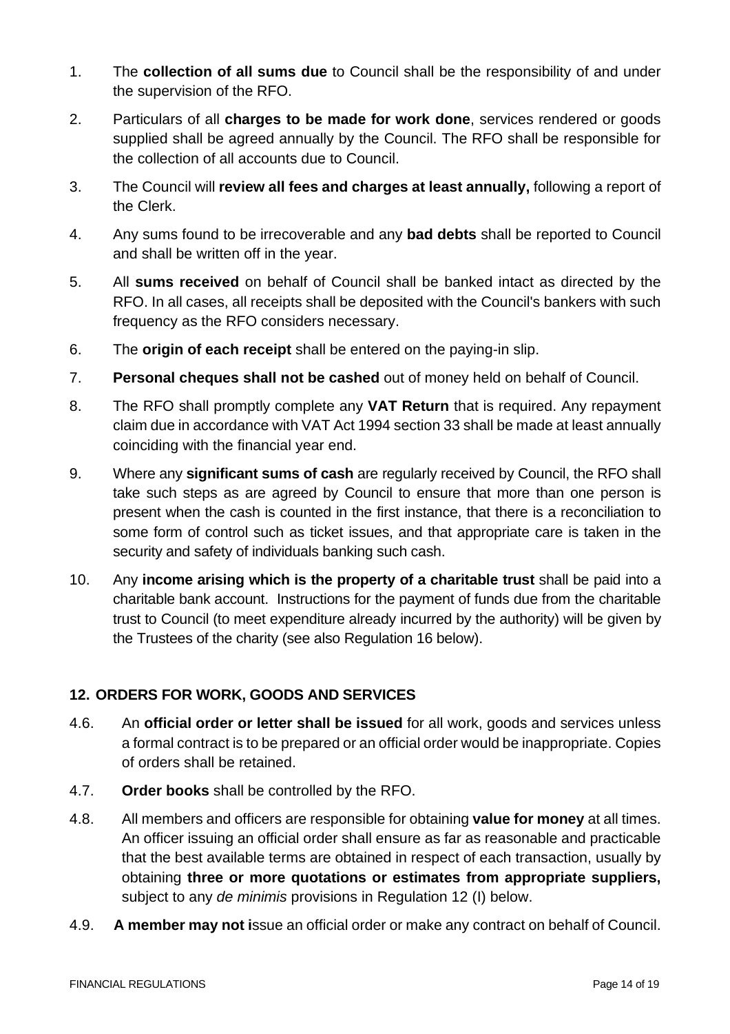1. The **collection of all sums due** to Council shall be the responsibility of and under the supervision of the RFO.
2. Particulars of all **charges to be made for work done**, services rendered or goods supplied shall be agreed annually by the Council. The RFO shall be responsible for the collection of all accounts due to Council.
3. The Council will **review all fees and charges at least annually,** following a report of the Clerk.
4. Any sums found to be irrecoverable and any **bad debts** shall be reported to Council and shall be written off in the year.
5. All **sums received** on behalf of Council shall be banked intact as directed by the RFO. In all cases, all receipts shall be deposited with the Council's bankers with such frequency as the RFO considers necessary.
6. The **origin of each receipt** shall be entered on the paying-in slip.
7. **Personal cheques shall not be cashed** out of money held on behalf of Council.
8. The RFO shall promptly complete any **VAT Return** that is required. Any repayment claim due in accordance with VAT Act 1994 section 33 shall be made at least annually coinciding with the financial year end.
9. Where any **significant sums of cash** are regularly received by Council, the RFO shall take such steps as are agreed by Council to ensure that more than one person is present when the cash is counted in the first instance, that there is a reconciliation to some form of control such as ticket issues, and that appropriate care is taken in the security and safety of individuals banking such cash.
10. Any **income arising which is the property of a charitable trust** shall be paid into a charitable bank account. Instructions for the payment of funds due from the charitable trust to Council (to meet expenditure already incurred by the authority) will be given by the Trustees of the charity (see also Regulation 16 below).

## 12. ORDERS FOR WORK, GOODS AND SERVICES

4.6. An **official order or letter shall be issued** for all work, goods and services unless a formal contract is to be prepared or an official order would be inappropriate. Copies of orders shall be retained.

4.7. **Order books** shall be controlled by the RFO.

4.8. All members and officers are responsible for obtaining **value for money** at all times. An officer issuing an official order shall ensure as far as reasonable and practicable that the best available terms are obtained in respect of each transaction, usually by obtaining **three or more quotations or estimates from appropriate suppliers,** subject to any *de minimis* provisions in Regulation 12 (I) below.

4.9. **A member may not i**ssue an official order or make any contract on behalf of Council.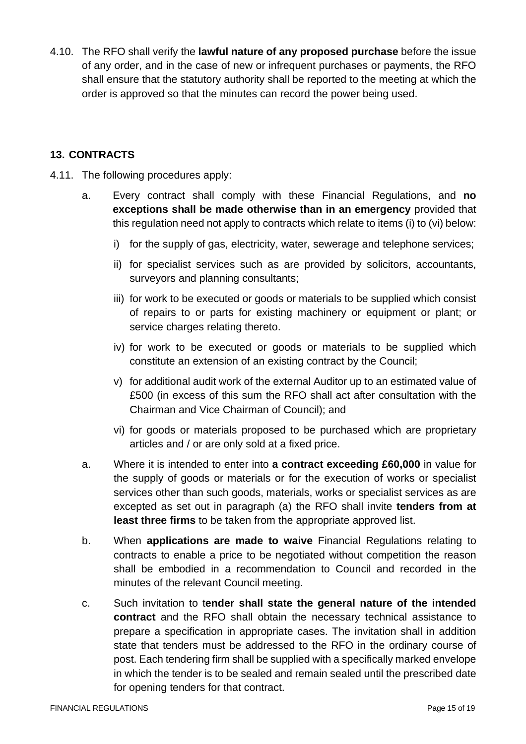4.10. The RFO shall verify the **lawful nature of any proposed purchase** before the issue of any order, and in the case of new or infrequent purchases or payments, the RFO shall ensure that the statutory authority shall be reported to the meeting at which the order is approved so that the minutes can record the power being used.

## 13. CONTRACTS

4.11. The following procedures apply:

a. Every contract shall comply with these Financial Regulations, and **no exceptions shall be made otherwise than in an emergency** provided that this regulation need not apply to contracts which relate to items (i) to (vi) below:

   i) for the supply of gas, electricity, water, sewerage and telephone services;

   ii) for specialist services such as are provided by solicitors, accountants, surveyors and planning consultants;

   iii) for work to be executed or goods or materials to be supplied which consist of repairs to or parts for existing machinery or equipment or plant; or service charges relating thereto.

   iv) for work to be executed or goods or materials to be supplied which constitute an extension of an existing contract by the Council;

   v) for additional audit work of the external Auditor up to an estimated value of £500 (in excess of this sum the RFO shall act after consultation with the Chairman and Vice Chairman of Council); and

   vi) for goods or materials proposed to be purchased which are proprietary articles and / or are only sold at a fixed price.

a. Where it is intended to enter into **a contract exceeding £60,000** in value for the supply of goods or materials or for the execution of works or specialist services other than such goods, materials, works or specialist services as are excepted as set out in paragraph (a) the RFO shall invite **tenders from at least three firms** to be taken from the appropriate approved list.

b. When **applications are made to waive** Financial Regulations relating to contracts to enable a price to be negotiated without competition the reason shall be embodied in a recommendation to Council and recorded in the minutes of the relevant Council meeting.

c. Such invitation to t**ender shall state the general nature of the intended contract** and the RFO shall obtain the necessary technical assistance to prepare a specification in appropriate cases. The invitation shall in addition state that tenders must be addressed to the RFO in the ordinary course of post. Each tendering firm shall be supplied with a specifically marked envelope in which the tender is to be sealed and remain sealed until the prescribed date for opening tenders for that contract.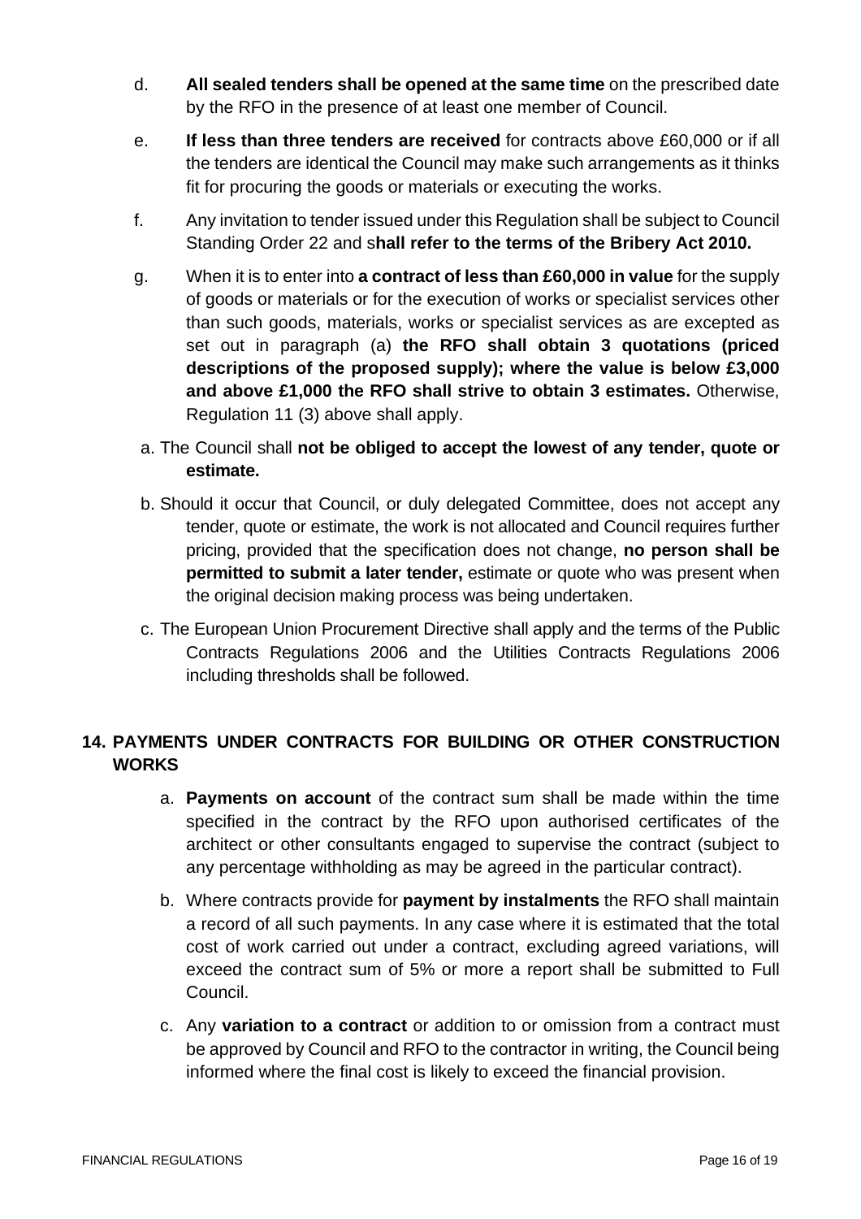d. **All sealed tenders shall be opened at the same time** on the prescribed date by the RFO in the presence of at least one member of Council.

e. **If less than three tenders are received** for contracts above £60,000 or if all the tenders are identical the Council may make such arrangements as it thinks fit for procuring the goods or materials or executing the works.

f. Any invitation to tender issued under this Regulation shall be subject to Council Standing Order 22 and s**hall refer to the terms of the Bribery Act 2010.**

g. When it is to enter into **a contract of less than £60,000 in value** for the supply of goods or materials or for the execution of works or specialist services other than such goods, materials, works or specialist services as are excepted as set out in paragraph (a) **the RFO shall obtain 3 quotations (priced descriptions of the proposed supply); where the value is below £3,000 and above £1,000 the RFO shall strive to obtain 3 estimates.** Otherwise, Regulation 11 (3) above shall apply.

a. The Council shall **not be obliged to accept the lowest of any tender, quote or estimate.**

b. Should it occur that Council, or duly delegated Committee, does not accept any tender, quote or estimate, the work is not allocated and Council requires further pricing, provided that the specification does not change, **no person shall be permitted to submit a later tender,** estimate or quote who was present when the original decision making process was being undertaken.

c. The European Union Procurement Directive shall apply and the terms of the Public Contracts Regulations 2006 and the Utilities Contracts Regulations 2006 including thresholds shall be followed.

## 14. PAYMENTS UNDER CONTRACTS FOR BUILDING OR OTHER CONSTRUCTION WORKS

a. **Payments on account** of the contract sum shall be made within the time specified in the contract by the RFO upon authorised certificates of the architect or other consultants engaged to supervise the contract (subject to any percentage withholding as may be agreed in the particular contract).

b. Where contracts provide for **payment by instalments** the RFO shall maintain a record of all such payments. In any case where it is estimated that the total cost of work carried out under a contract, excluding agreed variations, will exceed the contract sum of 5% or more a report shall be submitted to Full Council.

c. Any **variation to a contract** or addition to or omission from a contract must be approved by Council and RFO to the contractor in writing, the Council being informed where the final cost is likely to exceed the financial provision.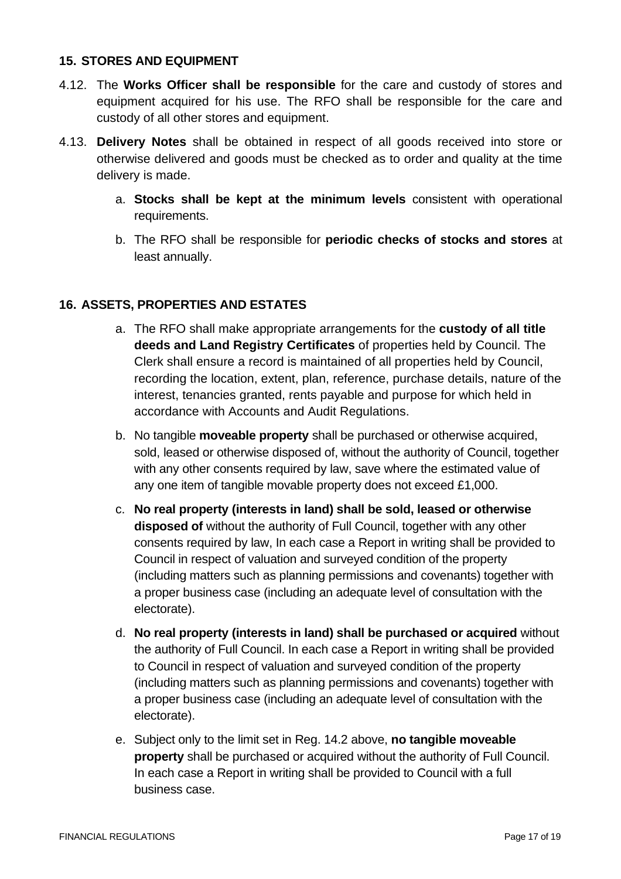## 15. STORES AND EQUIPMENT

4.12. The **Works Officer shall be responsible** for the care and custody of stores and equipment acquired for his use. The RFO shall be responsible for the care and custody of all other stores and equipment.

4.13. **Delivery Notes** shall be obtained in respect of all goods received into store or otherwise delivered and goods must be checked as to order and quality at the time delivery is made.

a. **Stocks shall be kept at the minimum levels** consistent with operational requirements.

b. The RFO shall be responsible for **periodic checks of stocks and stores** at least annually.

## 16. ASSETS, PROPERTIES AND ESTATES

a. The RFO shall make appropriate arrangements for the **custody of all title deeds and Land Registry Certificates** of properties held by Council. The Clerk shall ensure a record is maintained of all properties held by Council, recording the location, extent, plan, reference, purchase details, nature of the interest, tenancies granted, rents payable and purpose for which held in accordance with Accounts and Audit Regulations.

b. No tangible **moveable property** shall be purchased or otherwise acquired, sold, leased or otherwise disposed of, without the authority of Council, together with any other consents required by law, save where the estimated value of any one item of tangible movable property does not exceed £1,000.

c. **No real property (interests in land) shall be sold, leased or otherwise disposed of** without the authority of Full Council, together with any other consents required by law, In each case a Report in writing shall be provided to Council in respect of valuation and surveyed condition of the property (including matters such as planning permissions and covenants) together with a proper business case (including an adequate level of consultation with the electorate).

d. **No real property (interests in land) shall be purchased or acquired** without the authority of Full Council. In each case a Report in writing shall be provided to Council in respect of valuation and surveyed condition of the property (including matters such as planning permissions and covenants) together with a proper business case (including an adequate level of consultation with the electorate).

e. Subject only to the limit set in Reg. 14.2 above, **no tangible moveable property** shall be purchased or acquired without the authority of Full Council. In each case a Report in writing shall be provided to Council with a full business case.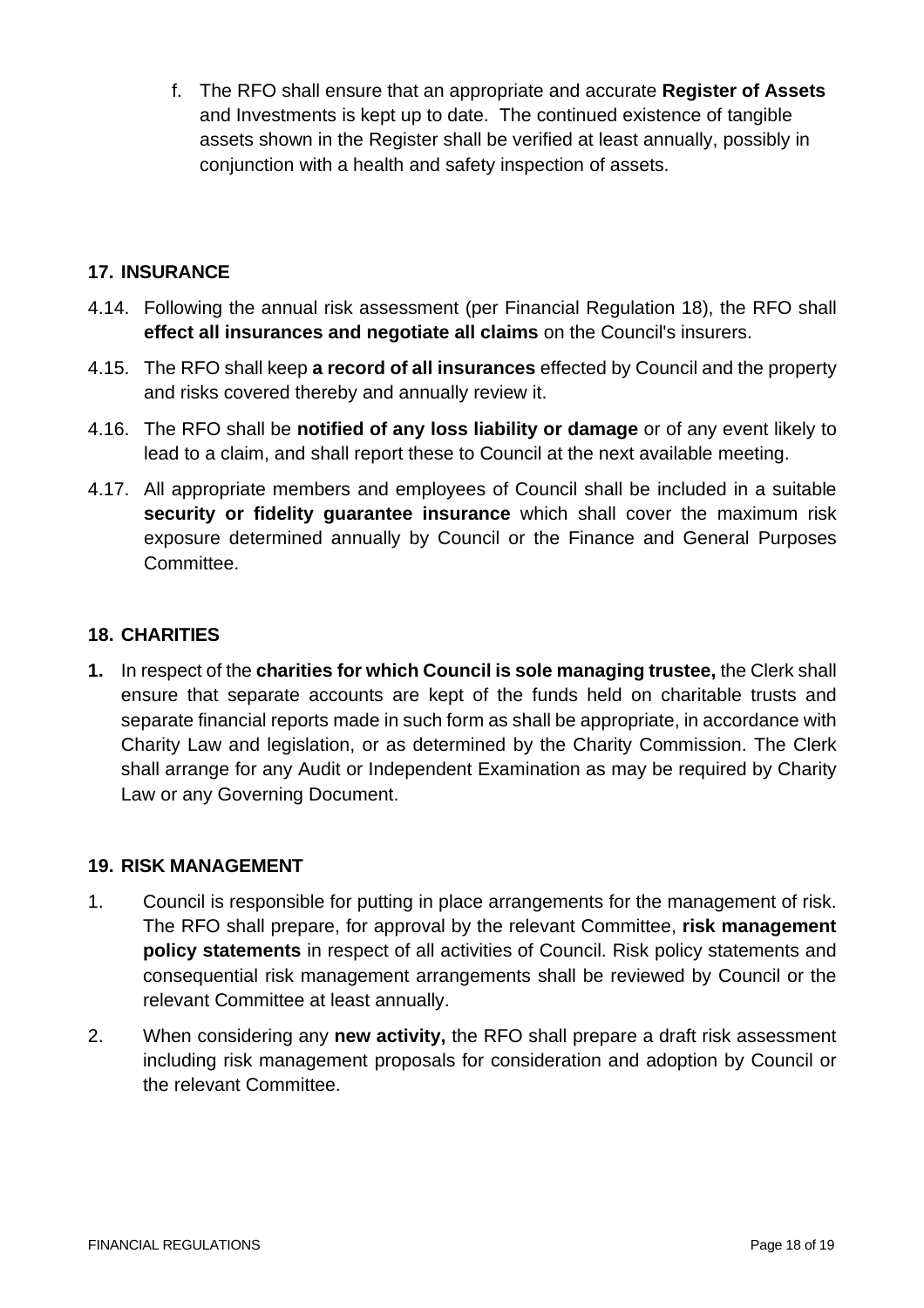f. The RFO shall ensure that an appropriate and accurate **Register of Assets** and Investments is kept up to date. The continued existence of tangible assets shown in the Register shall be verified at least annually, possibly in conjunction with a health and safety inspection of assets.

## 17. INSURANCE

4.14. Following the annual risk assessment (per Financial Regulation 18), the RFO shall **effect all insurances and negotiate all claims** on the Council's insurers.

4.15. The RFO shall keep **a record of all insurances** effected by Council and the property and risks covered thereby and annually review it.

4.16. The RFO shall be **notified of any loss liability or damage** or of any event likely to lead to a claim, and shall report these to Council at the next available meeting.

4.17. All appropriate members and employees of Council shall be included in a suitable **security or fidelity guarantee insurance** which shall cover the maximum risk exposure determined annually by Council or the Finance and General Purposes Committee.

## 18. CHARITIES

**1.** In respect of the **charities for which Council is sole managing trustee,** the Clerk shall ensure that separate accounts are kept of the funds held on charitable trusts and separate financial reports made in such form as shall be appropriate, in accordance with Charity Law and legislation, or as determined by the Charity Commission. The Clerk shall arrange for any Audit or Independent Examination as may be required by Charity Law or any Governing Document.

## 19. RISK MANAGEMENT

1. Council is responsible for putting in place arrangements for the management of risk. The RFO shall prepare, for approval by the relevant Committee, **risk management policy statements** in respect of all activities of Council. Risk policy statements and consequential risk management arrangements shall be reviewed by Council or the relevant Committee at least annually.

2. When considering any **new activity,** the RFO shall prepare a draft risk assessment including risk management proposals for consideration and adoption by Council or the relevant Committee.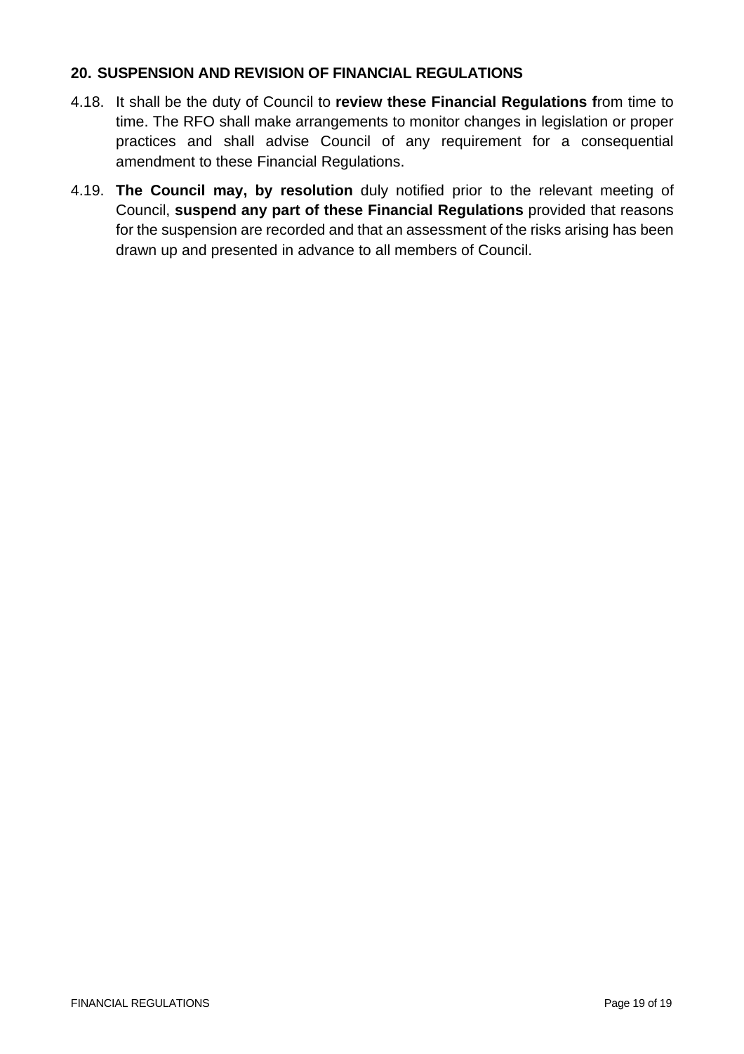## 20. SUSPENSION AND REVISION OF FINANCIAL REGULATIONS

4.18. It shall be the duty of Council to **review these Financial Regulations f**rom time to time. The RFO shall make arrangements to monitor changes in legislation or proper practices and shall advise Council of any requirement for a consequential amendment to these Financial Regulations.

4.19. **The Council may, by resolution** duly notified prior to the relevant meeting of Council, **suspend any part of these Financial Regulations** provided that reasons for the suspension are recorded and that an assessment of the risks arising has been drawn up and presented in advance to all members of Council.